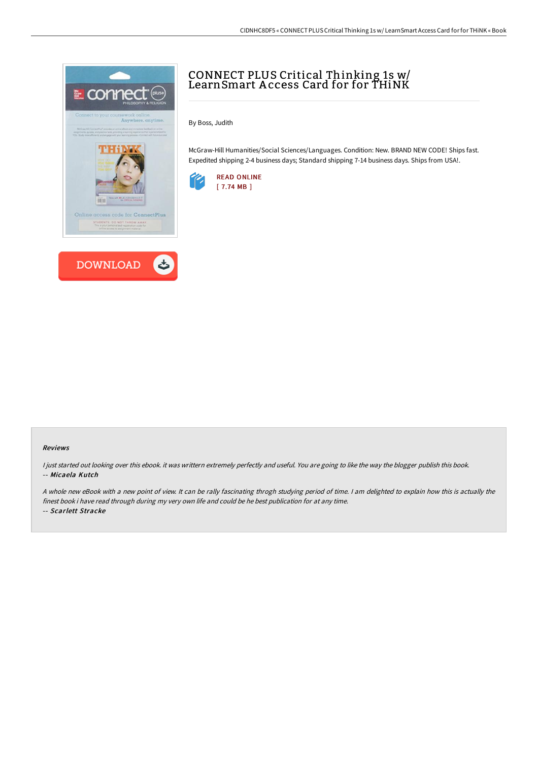# CONNECT PLUS Critical Thinking 1s w/ LearnSmart Access Card for for THiNK

By Boss, Judith

McGraw-Hill Humanities/Social Sciences/Languages. Condition: New. BRAND NEW CODE! Ships fast. Expedited shipping 2-4 business days; Standard shipping 7-14 business days. Ships from USA!.

READ ONLINE
[ 7.74 MB ]

DOWNLOAD

### Reviews

*I just started out looking over this ebook. it was writtern extremely perfectly and useful. You are going to like the way the blogger publish this book.*
-- ***Micaela Kutch***

*A whole new eBook with a new point of view. It can be rally fascinating throgh studying period of time. I am delighted to explain how this is actually the finest book i have read through during my very own life and could be he best publication for at any time.*
-- ***Scarlett Stracke***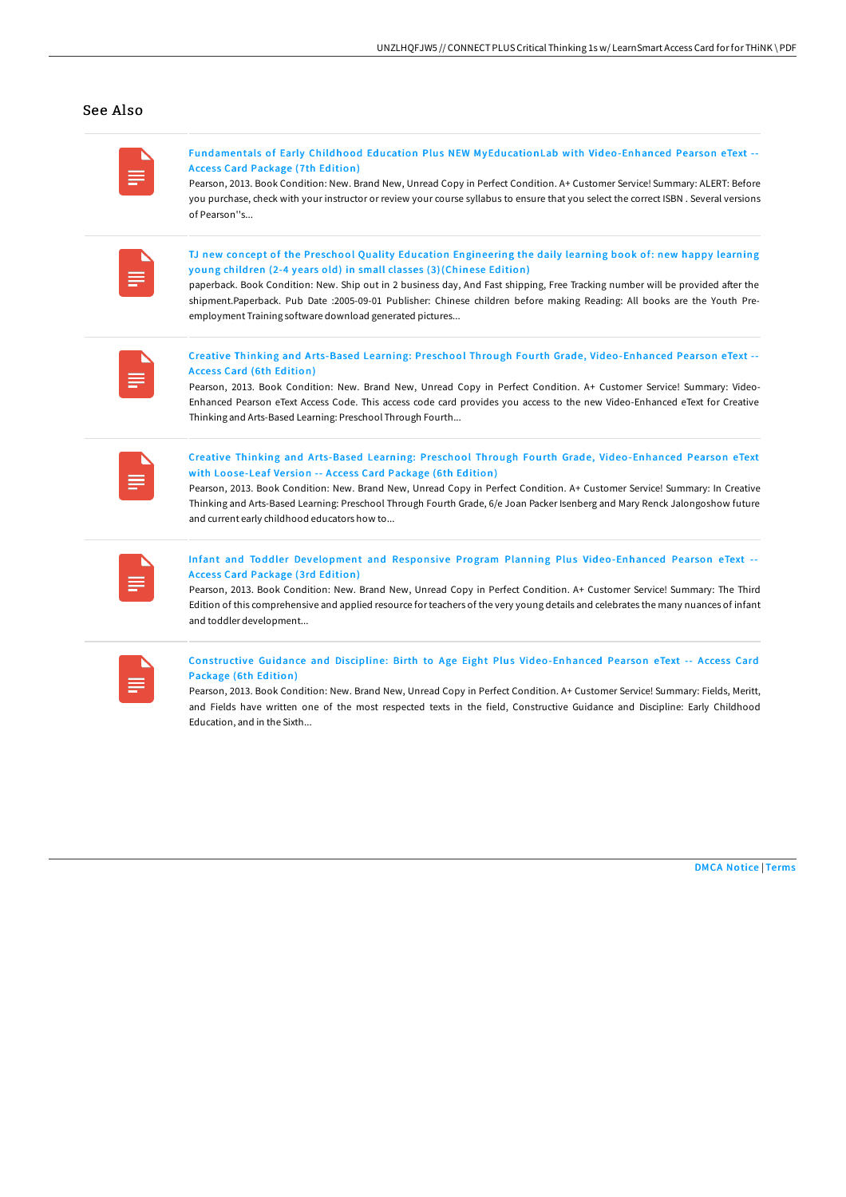## See Also

Fundamentals of Early Childhood Education Plus NEW MyEducationLab with Video-Enhanced Pearson eText -- Access Card Package (7th Edition)

Pearson, 2013. Book Condition: New. Brand New, Unread Copy in Perfect Condition. A+ Customer Service! Summary: ALERT: Before you purchase, check with your instructor or review your course syllabus to ensure that you select the correct ISBN . Several versions of Pearson''s...

TJ new concept of the Preschool Quality Education Engineering the daily learning book of: new happy learning young children (2-4 years old) in small classes (3)(Chinese Edition)

paperback. Book Condition: New. Ship out in 2 business day, And Fast shipping, Free Tracking number will be provided after the shipment.Paperback. Pub Date :2005-09-01 Publisher: Chinese children before making Reading: All books are the Youth Pre-employment Training software download generated pictures...

Creative Thinking and Arts-Based Learning: Preschool Through Fourth Grade, Video-Enhanced Pearson eText -- Access Card (6th Edition)

Pearson, 2013. Book Condition: New. Brand New, Unread Copy in Perfect Condition. A+ Customer Service! Summary: Video-Enhanced Pearson eText Access Code. This access code card provides you access to the new Video-Enhanced eText for Creative Thinking and Arts-Based Learning: Preschool Through Fourth...

Creative Thinking and Arts-Based Learning: Preschool Through Fourth Grade, Video-Enhanced Pearson eText with Loose-Leaf Version -- Access Card Package (6th Edition)

Pearson, 2013. Book Condition: New. Brand New, Unread Copy in Perfect Condition. A+ Customer Service! Summary: In Creative Thinking and Arts-Based Learning: Preschool Through Fourth Grade, 6/e Joan Packer Isenberg and Mary Renck Jalongoshow future and current early childhood educators how to...

Infant and Toddler Development and Responsive Program Planning Plus Video-Enhanced Pearson eText -- Access Card Package (3rd Edition)

Pearson, 2013. Book Condition: New. Brand New, Unread Copy in Perfect Condition. A+ Customer Service! Summary: The Third Edition of this comprehensive and applied resource for teachers of the very young details and celebrates the many nuances of infant and toddler development...

Constructive Guidance and Discipline: Birth to Age Eight Plus Video-Enhanced Pearson eText -- Access Card Package (6th Edition)

Pearson, 2013. Book Condition: New. Brand New, Unread Copy in Perfect Condition. A+ Customer Service! Summary: Fields, Meritt, and Fields have written one of the most respected texts in the field, Constructive Guidance and Discipline: Early Childhood Education, and in the Sixth...

DMCA Notice | Terms